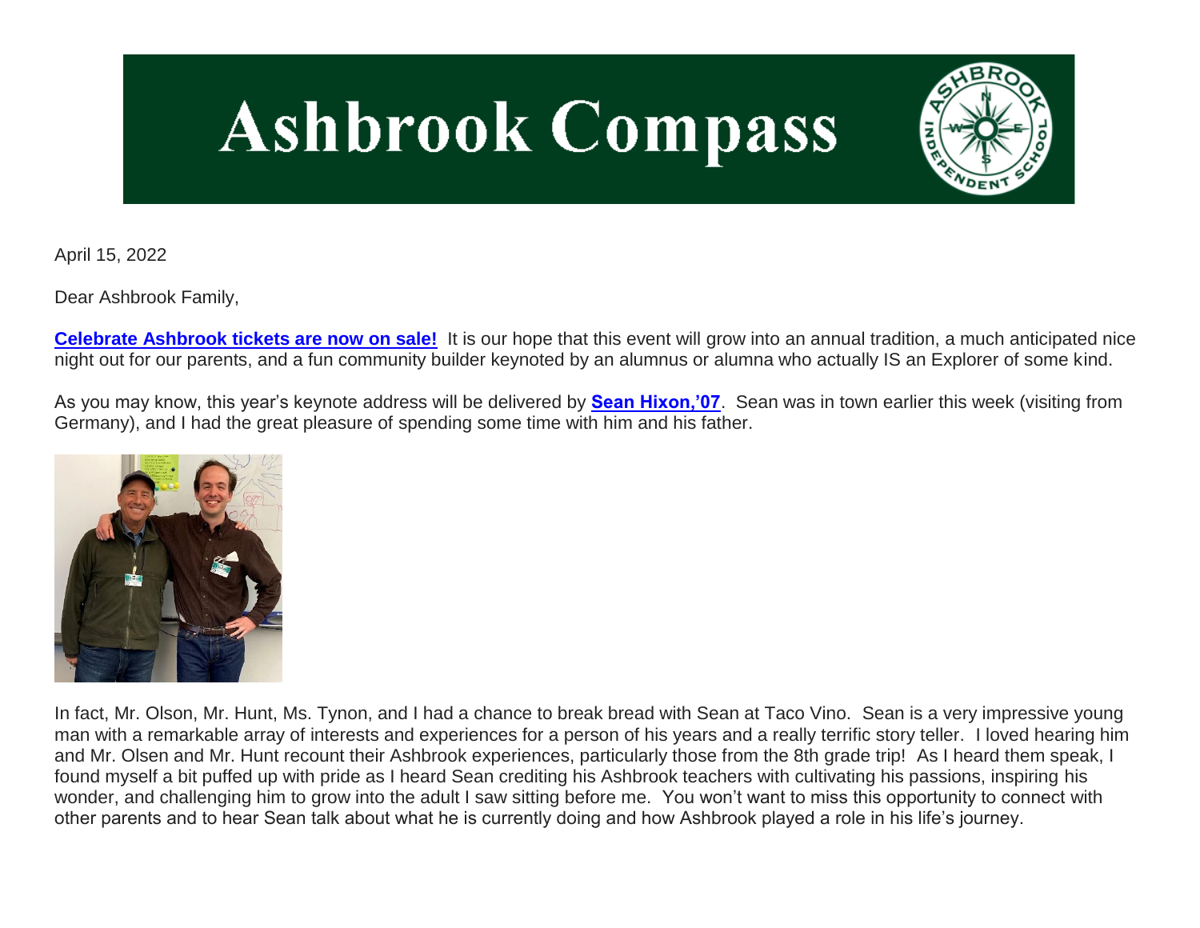# Ashbrook Compass

April 15, 2022

Dear Ashbrook Family,

**Celebrate Ashbrook tickets are now on sale!** It is our hope that this event will grow into an annual tradition, a much anticipated nice night out for our parents, and a fun community builder keynoted by an alumnus or alumna who actually IS an Explorer of some kind.

As you may know, this year's keynote address will be delivered by **Sean Hixon,'07**. Sean was in town earlier this week (visiting from Germany), and I had the great pleasure of spending some time with him and his father.

In fact, Mr. Olson, Mr. Hunt, Ms. Tynon, and I had a chance to break bread with Sean at Taco Vino. Sean is a very impressive young man with a remarkable array of interests and experiences for a person of his years and a really terrific story teller. I loved hearing him and Mr. Olsen and Mr. Hunt recount their Ashbrook experiences, particularly those from the 8th grade trip! As I heard them speak, I found myself a bit puffed up with pride as I heard Sean crediting his Ashbrook teachers with cultivating his passions, inspiring his wonder, and challenging him to grow into the adult I saw sitting before me. You won't want to miss this opportunity to connect with other parents and to hear Sean talk about what he is currently doing and how Ashbrook played a role in his life's journey.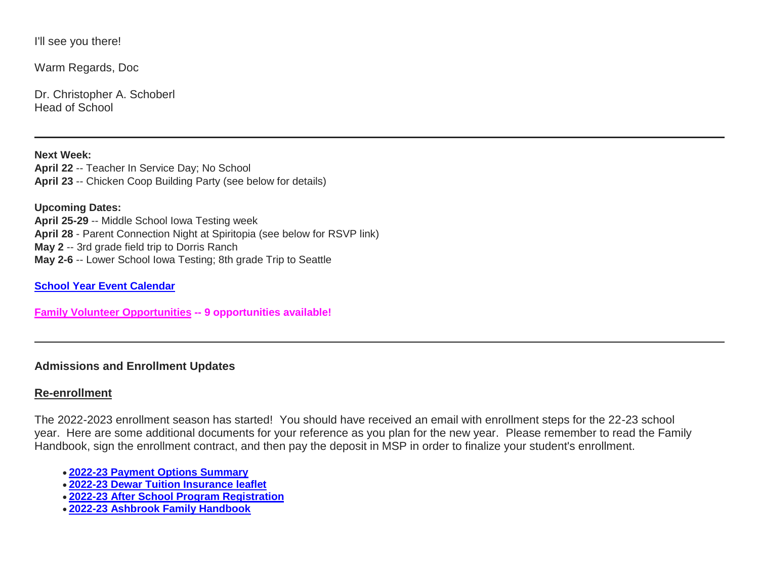I'll see you there!

Warm Regards, Doc

Dr. Christopher A. Schoberl
Head of School

---

**Next Week:**
**April 22** -- Teacher In Service Day; No School
**April 23** -- Chicken Coop Building Party (see below for details)

**Upcoming Dates:**
**April 25-29** -- Middle School Iowa Testing week
**April 28** - Parent Connection Night at Spiritopia (see below for RSVP link)
**May 2** -- 3rd grade field trip to Dorris Ranch
**May 2-6** -- Lower School Iowa Testing; 8th grade Trip to Seattle

**School Year Event Calendar**

**Family Volunteer Opportunities -- 9 opportunities available!**

---

**Admissions and Enrollment Updates**

**Re-enrollment**

The 2022-2023 enrollment season has started! You should have received an email with enrollment steps for the 22-23 school year. Here are some additional documents for your reference as you plan for the new year. Please remember to read the Family Handbook, sign the enrollment contract, and then pay the deposit in MSP in order to finalize your student's enrollment.

- **2022-23 Payment Options Summary**
- **2022-23 Dewar Tuition Insurance leaflet**
- **2022-23 After School Program Registration**
- **2022-23 Ashbrook Family Handbook**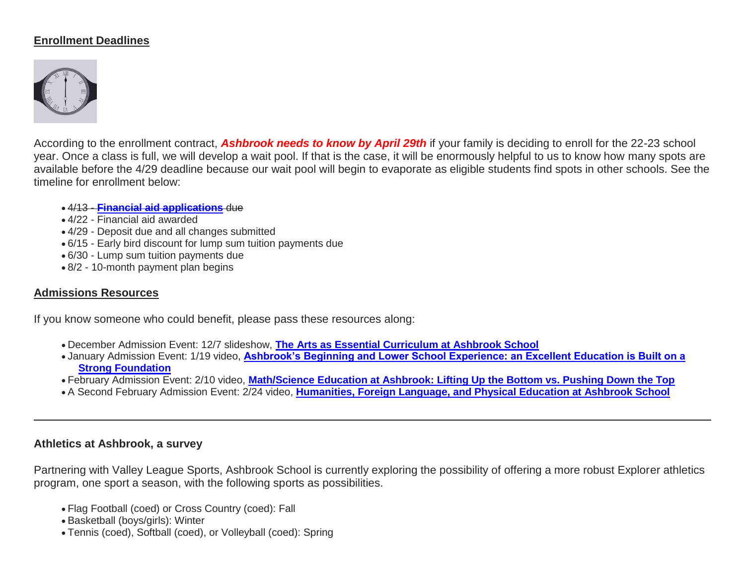## Enrollment Deadlines

According to the enrollment contract, ***Ashbrook needs to know by April 29th*** if your family is deciding to enroll for the 22-23 school year. Once a class is full, we will develop a wait pool. If that is the case, it will be enormously helpful to us to know how many spots are available before the 4/29 deadline because our wait pool will begin to evaporate as eligible students find spots in other schools. See the timeline for enrollment below:

- ~~4/13 - **Financial aid applications** due~~
- 4/22 - Financial aid awarded
- 4/29 - Deposit due and all changes submitted
- 6/15 - Early bird discount for lump sum tuition payments due
- 6/30 - Lump sum tuition payments due
- 8/2 - 10-month payment plan begins

## Admissions Resources

If you know someone who could benefit, please pass these resources along:

- December Admission Event: 12/7 slideshow, **The Arts as Essential Curriculum at Ashbrook School**
- January Admission Event: 1/19 video, **Ashbrook's Beginning and Lower School Experience: an Excellent Education is Built on a Strong Foundation**
- February Admission Event: 2/10 video, **Math/Science Education at Ashbrook: Lifting Up the Bottom vs. Pushing Down the Top**
- A Second February Admission Event: 2/24 video, **Humanities, Foreign Language, and Physical Education at Ashbrook School**

---

### Athletics at Ashbrook, a survey

Partnering with Valley League Sports, Ashbrook School is currently exploring the possibility of offering a more robust Explorer athletics program, one sport a season, with the following sports as possibilities.

- Flag Football (coed) or Cross Country (coed): Fall
- Basketball (boys/girls): Winter
- Tennis (coed), Softball (coed), or Volleyball (coed): Spring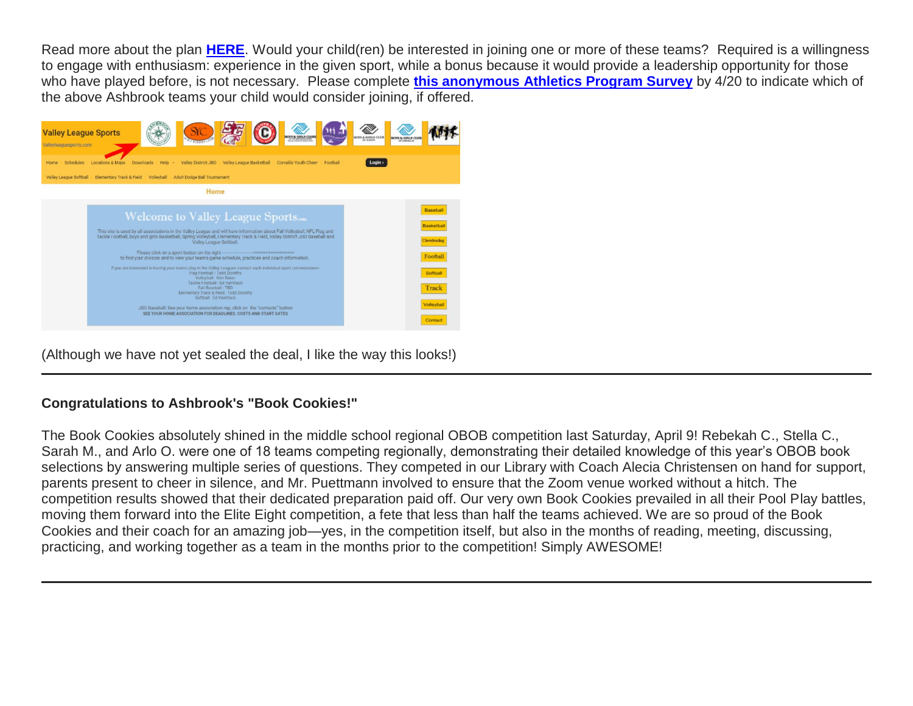Read more about the plan **HERE**. Would your child(ren) be interested in joining one or more of these teams? Required is a willingness to engage with enthusiasm: experience in the given sport, while a bonus because it would provide a leadership opportunity for those who have played before, is not necessary. Please complete **this anonymous Athletics Program Survey** by 4/20 to indicate which of the above Ashbrook teams your child would consider joining, if offered.

(Although we have not yet sealed the deal, I like the way this looks!)

---

**Congratulations to Ashbrook's "Book Cookies!"**

The Book Cookies absolutely shined in the middle school regional OBOB competition last Saturday, April 9! Rebekah C., Stella C., Sarah M., and Arlo O. were one of 18 teams competing regionally, demonstrating their detailed knowledge of this year's OBOB book selections by answering multiple series of questions. They competed in our Library with Coach Alecia Christensen on hand for support, parents present to cheer in silence, and Mr. Puettmann involved to ensure that the Zoom venue worked without a hitch. The competition results showed that their dedicated preparation paid off. Our very own Book Cookies prevailed in all their Pool Play battles, moving them forward into the Elite Eight competition, a fete that less than half the teams achieved. We are so proud of the Book Cookies and their coach for an amazing job—yes, in the competition itself, but also in the months of reading, meeting, discussing, practicing, and working together as a team in the months prior to the competition! Simply AWESOME!

---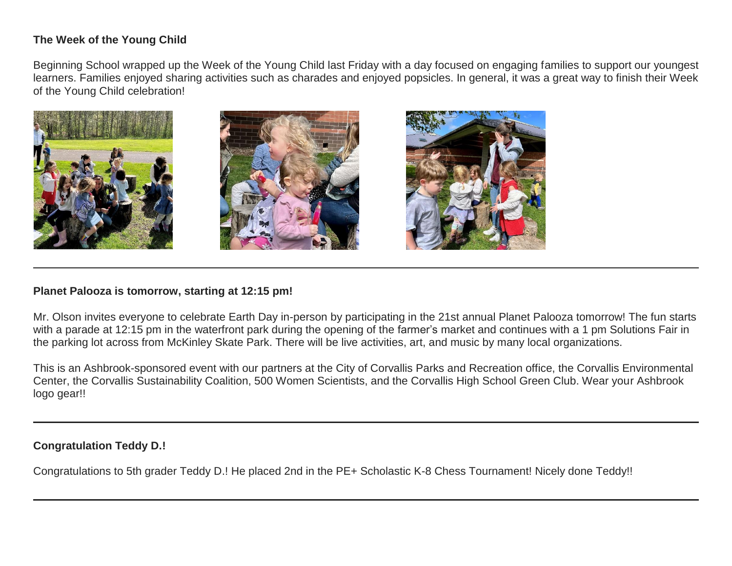**The Week of the Young Child**

Beginning School wrapped up the Week of the Young Child last Friday with a day focused on engaging families to support our youngest learners. Families enjoyed sharing activities such as charades and enjoyed popsicles. In general, it was a great way to finish their Week of the Young Child celebration!

---

**Planet Palooza is tomorrow, starting at 12:15 pm!**

Mr. Olson invites everyone to celebrate Earth Day in-person by participating in the 21st annual Planet Palooza tomorrow! The fun starts with a parade at 12:15 pm in the waterfront park during the opening of the farmer's market and continues with a 1 pm Solutions Fair in the parking lot across from McKinley Skate Park. There will be live activities, art, and music by many local organizations.

This is an Ashbrook-sponsored event with our partners at the City of Corvallis Parks and Recreation office, the Corvallis Environmental Center, the Corvallis Sustainability Coalition, 500 Women Scientists, and the Corvallis High School Green Club. Wear your Ashbrook logo gear!!

---

**Congratulation Teddy D.!**

Congratulations to 5th grader Teddy D.! He placed 2nd in the PE+ Scholastic K-8 Chess Tournament! Nicely done Teddy!!

---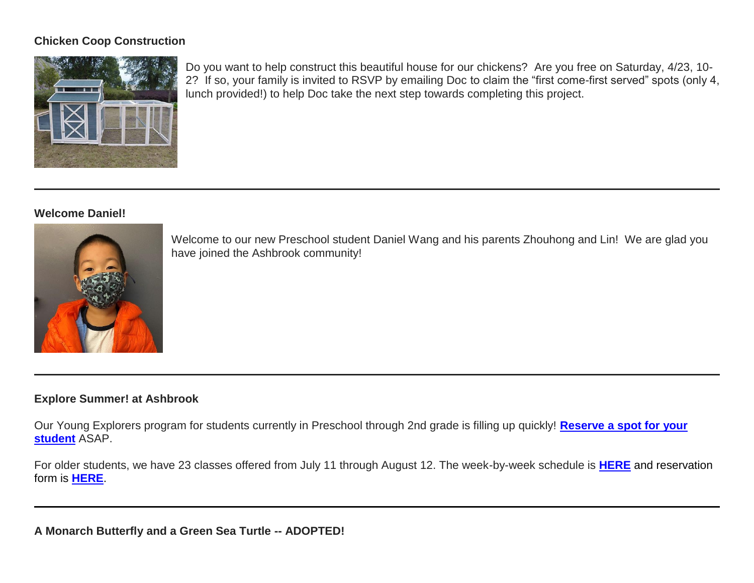**Chicken Coop Construction**

Do you want to help construct this beautiful house for our chickens? Are you free on Saturday, 4/23, 10-2? If so, your family is invited to RSVP by emailing Doc to claim the "first come-first served" spots (only 4, lunch provided!) to help Doc take the next step towards completing this project.

---

**Welcome Daniel!**

Welcome to our new Preschool student Daniel Wang and his parents Zhouhong and Lin! We are glad you have joined the Ashbrook community!

---

**Explore Summer! at Ashbrook**

Our Young Explorers program for students currently in Preschool through 2nd grade is filling up quickly! **Reserve a spot for your student** ASAP.

For older students, we have 23 classes offered from July 11 through August 12. The week-by-week schedule is **HERE** and reservation form is **HERE**.

---

**A Monarch Butterfly and a Green Sea Turtle -- ADOPTED!**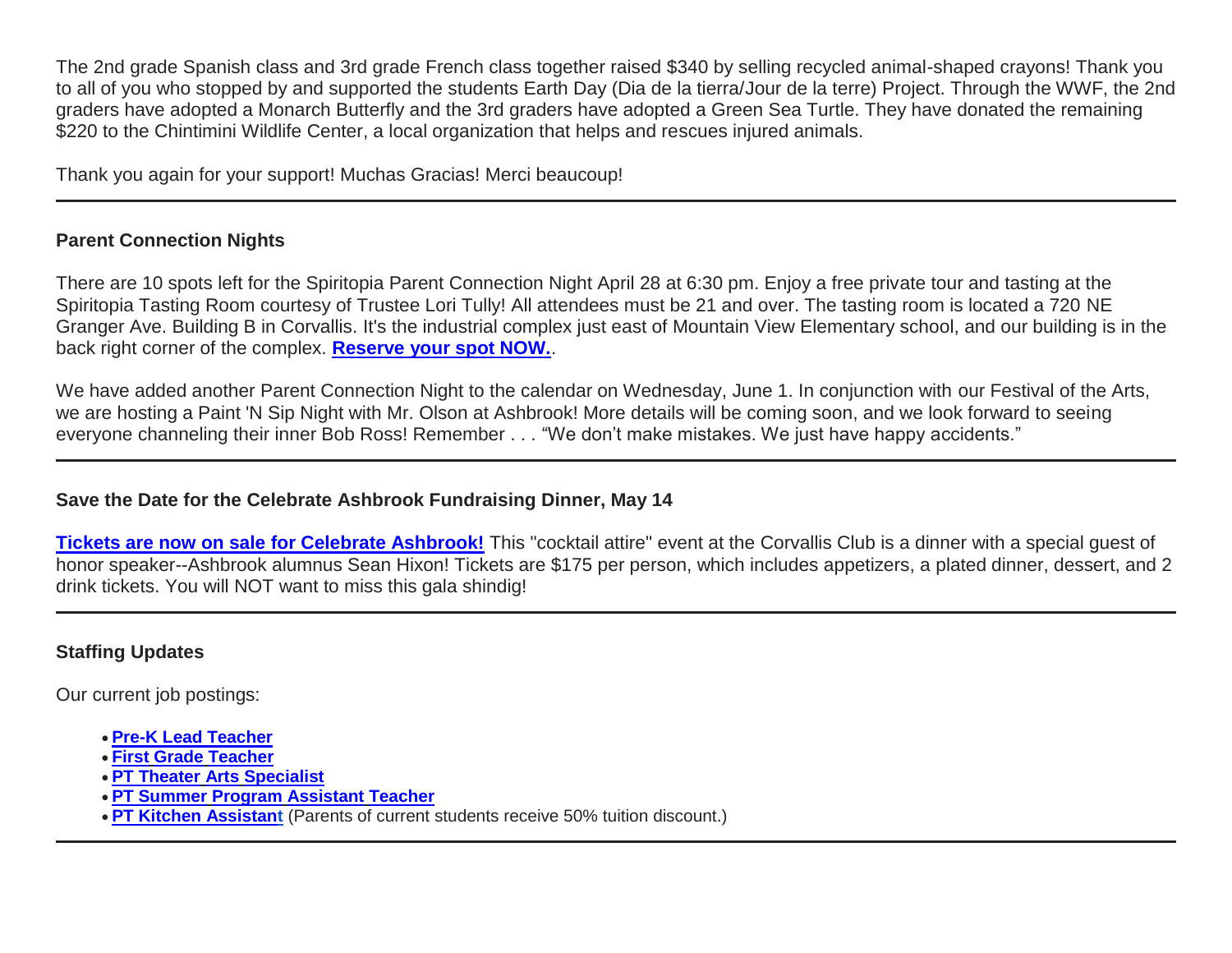The 2nd grade Spanish class and 3rd grade French class together raised $340 by selling recycled animal-shaped crayons! Thank you to all of you who stopped by and supported the students Earth Day (Dia de la tierra/Jour de la terre) Project. Through the WWF, the 2nd graders have adopted a Monarch Butterfly and the 3rd graders have adopted a Green Sea Turtle. They have donated the remaining $220 to the Chintimini Wildlife Center, a local organization that helps and rescues injured animals.

Thank you again for your support! Muchas Gracias! Merci beaucoup!

---

**Parent Connection Nights**

There are 10 spots left for the Spiritopia Parent Connection Night April 28 at 6:30 pm. Enjoy a free private tour and tasting at the Spiritopia Tasting Room courtesy of Trustee Lori Tully! All attendees must be 21 and over. The tasting room is located a 720 NE Granger Ave. Building B in Corvallis. It's the industrial complex just east of Mountain View Elementary school, and our building is in the back right corner of the complex. **Reserve your spot NOW.**.

We have added another Parent Connection Night to the calendar on Wednesday, June 1. In conjunction with our Festival of the Arts, we are hosting a Paint 'N Sip Night with Mr. Olson at Ashbrook! More details will be coming soon, and we look forward to seeing everyone channeling their inner Bob Ross! Remember . . . “We don’t make mistakes. We just have happy accidents.”

---

**Save the Date for the Celebrate Ashbrook Fundraising Dinner, May 14**

**Tickets are now on sale for Celebrate Ashbrook!** This "cocktail attire" event at the Corvallis Club is a dinner with a special guest of honor speaker--Ashbrook alumnus Sean Hixon! Tickets are $175 per person, which includes appetizers, a plated dinner, dessert, and 2 drink tickets. You will NOT want to miss this gala shindig!

---

**Staffing Updates**

Our current job postings:

- **Pre-K Lead Teacher**
- **First Grade Teacher**
- **PT Theater Arts Specialist**
- **PT Summer Program Assistant Teacher**
- **PT Kitchen Assistant** (Parents of current students receive 50% tuition discount.)

---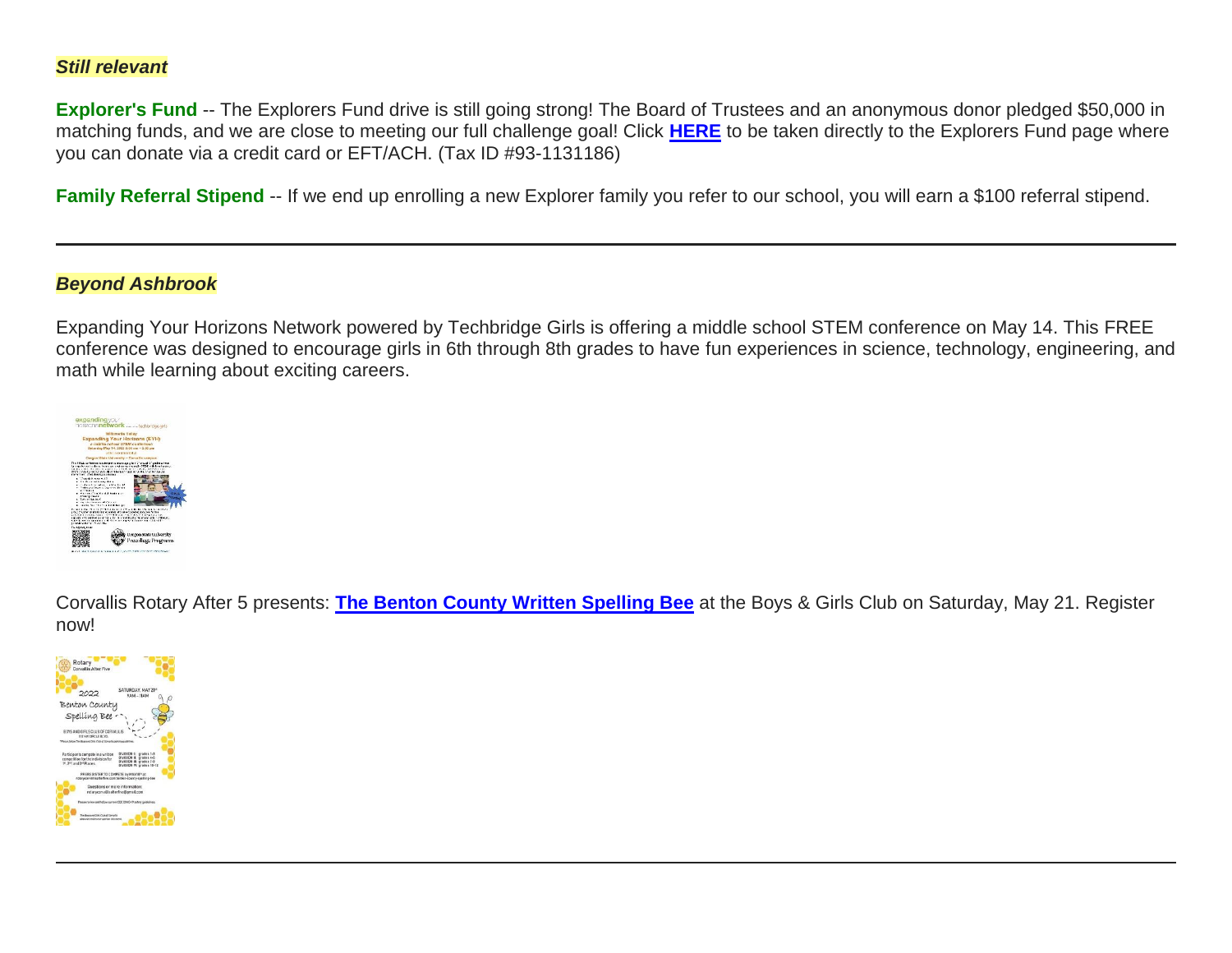***Still relevant***

**Explorer's Fund** -- The Explorers Fund drive is still going strong! The Board of Trustees and an anonymous donor pledged $50,000 in matching funds, and we are close to meeting our full challenge goal! Click **HERE** to be taken directly to the Explorers Fund page where you can donate via a credit card or EFT/ACH. (Tax ID #93-1131186)

**Family Referral Stipend** -- If we end up enrolling a new Explorer family you refer to our school, you will earn a $100 referral stipend.

---

***Beyond Ashbrook***

Expanding Your Horizons Network powered by Techbridge Girls is offering a middle school STEM conference on May 14. This FREE conference was designed to encourage girls in 6th through 8th grades to have fun experiences in science, technology, engineering, and math while learning about exciting careers.

Corvallis Rotary After 5 presents: **The Benton County Written Spelling Bee** at the Boys & Girls Club on Saturday, May 21. Register now!

---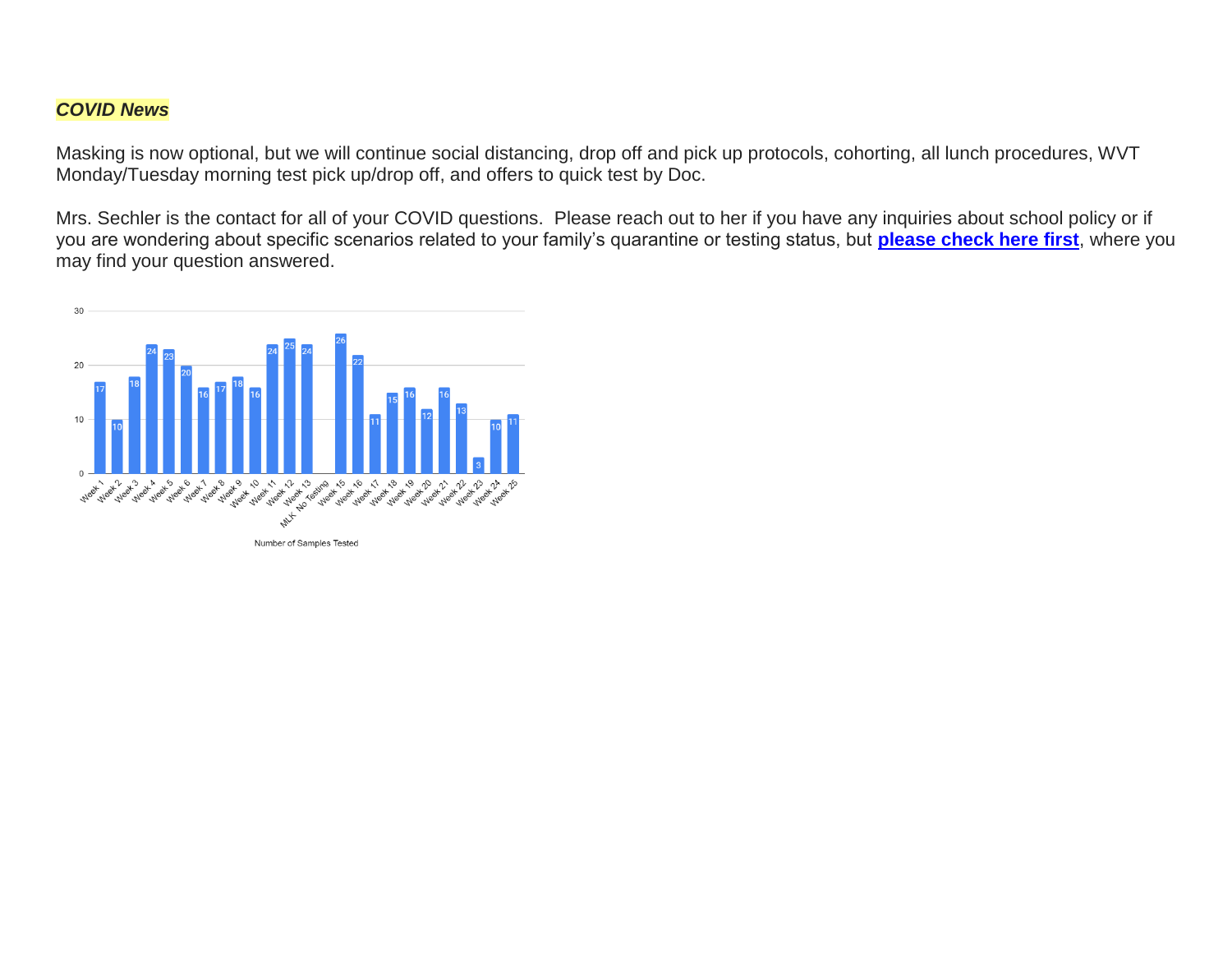***COVID News***

Masking is now optional, but we will continue social distancing, drop off and pick up protocols, cohorting, all lunch procedures, WVT Monday/Tuesday morning test pick up/drop off, and offers to quick test by Doc.

Mrs. Sechler is the contact for all of your COVID questions. Please reach out to her if you have any inquiries about school policy or if you are wondering about specific scenarios related to your family's quarantine or testing status, but **please check here first**, where you may find your question answered.

30
20
10
0

17 10 18 24 23 20 16 17 18 16 24 25 24 26 22 11 15 16 12 16 13 3 10 11

Week 1
Week 2
Week 3
Week 4
Week 5
Week 6
Week 7
Week 8
Week 9
Week 10
Week 11
Week 12
Week 13
MLK, No Testing
Week 15
Week 16
Week 17
Week 18
Week 19
Week 20
Week 21
Week 22
Week 23
Week 24
Week 25

Number of Samples Tested